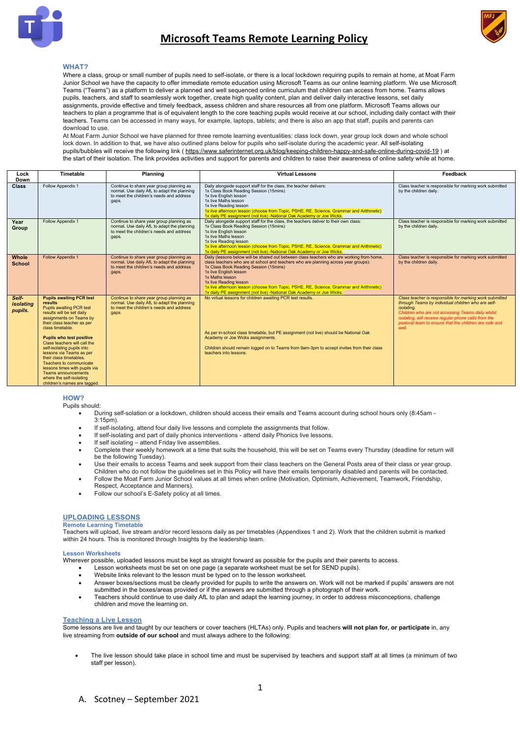# Microsoft Teams Remote Learning Policy

## WHAT?

Where a class, group or small number of pupils need to self-isolate, or there is a local lockdown requiring pupils to remain at home, at Moat Farm Junior School we have the capacity to offer immediate remote education using Microsoft Teams as our online learning platform. We use Microsoft Teams ("Teams") as a platform to deliver a planned and well sequenced online curriculum that children can access from home. Teams allows pupils, teachers, and staff to seamlessly work together, create high quality content, plan and deliver daily interactive lessons, set daily assignments, provide effective and timely feedback, assess children and share resources all from one platform. Microsoft Teams allows our teachers to plan a programme that is of equivalent length to the core teaching pupils would receive at our school, including daily contact with their teachers. Teams can be accessed in many ways, for example, laptops, tablets; and there is also an app that staff, pupils and parents can download to use.

At Moat Farm Junior School we have planned for three remote learning eventualities: class lock down, year group lock down and whole school lock down. In addition to that, we have also outlined plans below for pupils who self-isolate during the academic year. All self-isolating pupils/bubbles will receive the following link ( https://www.saferinternet.org.uk/blog/keeping-children-happy-and-safe-online-during-covid-19 ) at the start of their isolation. The link provides activities and support for parents and children to raise their awareness of online safety while at home.

| Lock Down | Timetable | Planning | Virtual Lessons | Feedback |
|---|---|---|---|---|
| **Class** | Follow Appendix 1 | Continue to share year group planning as normal. Use daily AfL to adapt the planning to meet the children's needs and address gaps. | Daily alongside support staff for the class, the teacher delivers:<br>1x Class Book Reading Session (15mins)<br>1x live English lesson<br>1x live Maths lesson<br>1x live Reading lesson<br>1x live afternoon lesson (choose from Topic, PSHE, RE, Science, Grammar and Arithmetic)<br>1x daily PE assignment (not live) -National Oak Academy or Joe Wicks. | Class teacher is responsible for marking work submitted by the children daily. |
| **Year Group** | Follow Appendix 1 | Continue to share year group planning as normal. Use daily AfL to adapt the planning to meet the children's needs and address gaps. | Daily alongside support staff for the class, the teachers deliver to their own class:<br>1x Class Book Reading Session (15mins)<br>1x live English lesson<br>1x live Maths lesson<br>1x live Reading lesson<br>1x live afternoon lesson (choose from Topic, PSHE, RE, Science, Grammar and Arithmetic)<br>1x daily PE assignment (not live) -National Oak Academy or Joe Wicks. | Class teacher is responsible for marking work submitted by the children daily. |
| **Whole School** | Follow Appendix 1 | Continue to share year group planning as normal. Use daily AfL to adapt the planning to meet the children's needs and address gaps. | Daily (lessons below will be shared out between class teachers who are working from home, class teachers who are at school and teachers who are planning across year groups):<br>1x Class Book Reading Session (15mins)<br>1x live English lesson<br>1x Maths lesson<br>1x live Reading lesson<br>1x live afternoon lesson (choose from Topic, PSHE, RE, Science, Grammar and Arithmetic)<br>1x daily PE assignment (not live) -National Oak Academy or Joe Wicks. | Class teacher is responsible for marking work submitted by the children daily. |
| ***Self-isolating pupils.*** | **Pupils awaiting PCR test results**<br>Pupils awaiting PCR test results will be set daily assignments on Teams by their class teacher as per class timetable.<br><br>**Pupils who test positive**<br>Class teachers will call the self-isolating pupils into lessons via Teams as per their class timetables.<br>Teachers to communicate lessons times with pupils via Teams announcements where the self-isolating children's names are tagged. | Continue to share year group planning as normal. Use daily AfL to adapt the planning to meet the children's needs and address gaps. | No virtual lessons for children awaiting PCR test results.<br><br>As per in-school class timetable, but PE assignment (not live) should be National Oak Academy or Joe Wicks assignments.<br><br>Children should remain logged on to Teams from 9am-3pm to accept invites from their class teachers into lessons. | *Class teacher is responsible for marking work submitted through Teams by individual children who are self-isolating.*<br>*Children who are not accessing Teams daily whilst isolating, will receive regular phone calls from the pastoral team to ensure that the children are safe and well.* |

## HOW?

Pupils should:

- During self-solation or a lockdown, children should access their emails and Teams account during school hours only (8:45am - 3:15pm).
- If self-isolating, attend four daily live lessons and complete the assignments that follow.
- If self-isolating and part of daily phonics interventions - attend daily Phonics live lessons.
- If self isolating – attend Friday live assemblies.
- Complete their weekly homework at a time that suits the household, this will be set on Teams every Thursday (deadline for return will be the following Tuesday).
- Use their emails to access Teams and seek support from their class teachers on the General Posts area of their class or year group. Children who do not follow the guidelines set in this Policy will have their emails temporarily disabled and parents will be contacted.
- Follow the Moat Farm Junior School values at all times when online (Motivation, Optimism, Achievement, Teamwork, Friendship, Respect, Acceptance and Manners).
- Follow our school's E-Safety policy at all times.

## UPLOADING LESSONS

### Remote Learning Timetable

Teachers will upload, live stream and/or record lessons daily as per timetables (Appendixes 1 and 2). Work that the children submit is marked within 24 hours. This is monitored through Insights by the leadership team.

### Lesson Worksheets

Wherever possible, uploaded lessons must be kept as straight forward as possible for the pupils and their parents to access.

- Lesson worksheets must be set on one page (a separate worksheet must be set for SEND pupils).
- Website links relevant to the lesson must be typed on to the lesson worksheet.
- Answer boxes/sections must be clearly provided for pupils to write the answers on. Work will not be marked if pupils' answers are not submitted in the boxes/areas provided or if the answers are submitted through a photograph of their work.
- Teachers should continue to use daily AfL to plan and adapt the learning journey, in order to address misconceptions, challenge children and move the learning on.

### Teaching a Live Lesson

Some lessons are live and taught by our teachers or cover teachers (HLTAs) only. Pupils and teachers **will not plan for, or participate** in, any live streaming from **outside of our school** and must always adhere to the following:

- The live lesson should take place in school time and must be supervised by teachers and support staff at all times (a minimum of two staff per lesson).

A. Scotney – September 2021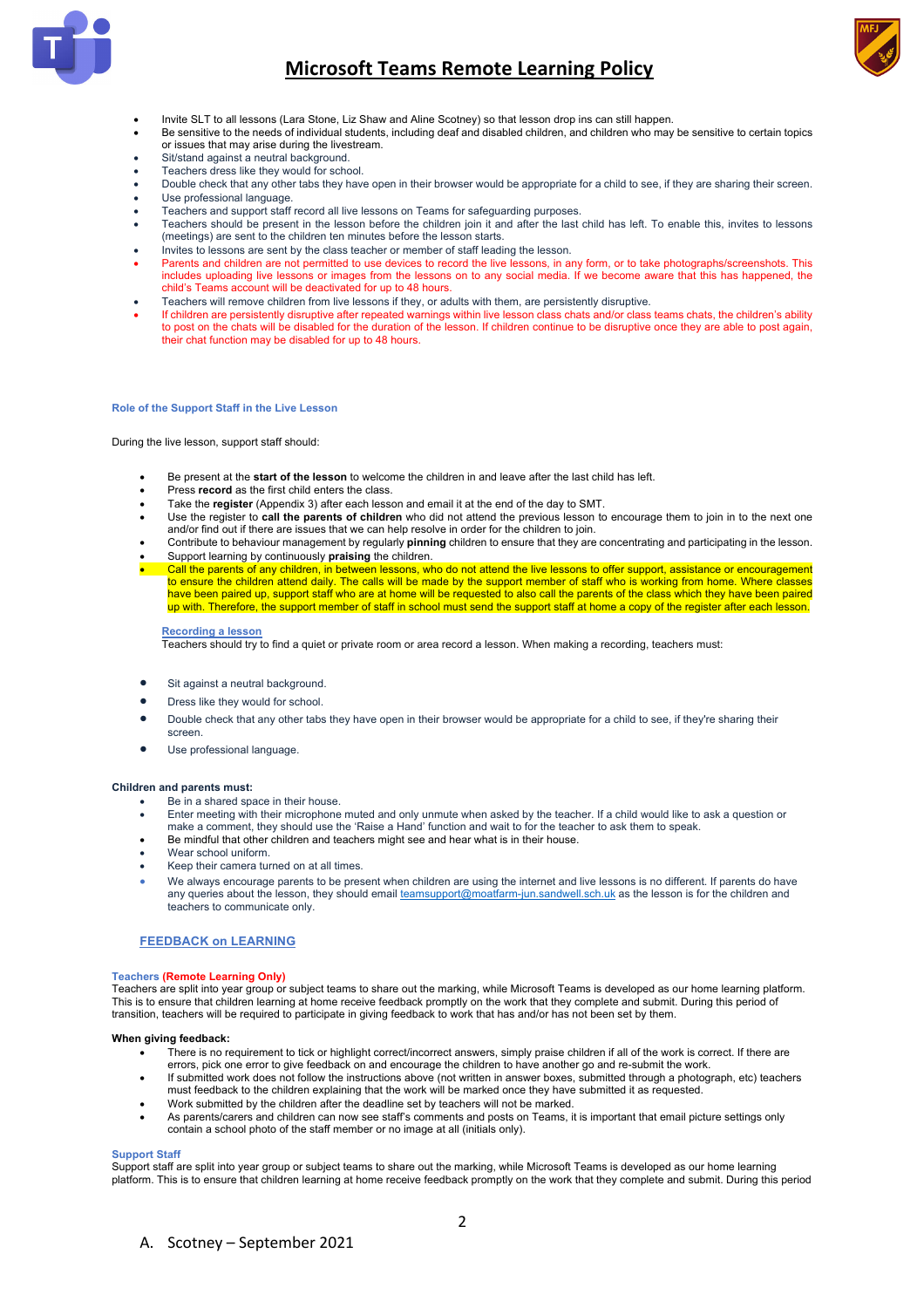- Invite SLT to all lessons (Lara Stone, Liz Shaw and Aline Scotney) so that lesson drop ins can still happen.
- Be sensitive to the needs of individual students, including deaf and disabled children, and children who may be sensitive to certain topics or issues that may arise during the livestream.
- Sit/stand against a neutral background.
- Teachers dress like they would for school.
- Double check that any other tabs they have open in their browser would be appropriate for a child to see, if they are sharing their screen.
- Use professional language.
- Teachers and support staff record all live lessons on Teams for safeguarding purposes.
- Teachers should be present in the lesson before the children join it and after the last child has left. To enable this, invites to lessons (meetings) are sent to the children ten minutes before the lesson starts.
- Invites to lessons are sent by the class teacher or member of staff leading the lesson.
- Parents and children are not permitted to use devices to record the live lessons, in any form, or to take photographs/screenshots. This includes uploading live lessons or images from the lessons on to any social media. If we become aware that this has happened, the child's Teams account will be deactivated for up to 48 hours.
- Teachers will remove children from live lessons if they, or adults with them, are persistently disruptive.
- If children are persistently disruptive after repeated warnings within live lesson class chats and/or class teams chats, the children's ability to post on the chats will be disabled for the duration of the lesson. If children continue to be disruptive once they are able to post again, their chat function may be disabled for up to 48 hours.

### Role of the Support Staff in the Live Lesson

During the live lesson, support staff should:

- Be present at the **start of the lesson** to welcome the children in and leave after the last child has left.
- Press **record** as the first child enters the class.
- Take the **register** (Appendix 3) after each lesson and email it at the end of the day to SMT.
- Use the register to **call the parents of children** who did not attend the previous lesson to encourage them to join in to the next one and/or find out if there are issues that we can help resolve in order for the children to join.
- Contribute to behaviour management by regularly **pinning** children to ensure that they are concentrating and participating in the lesson.
- Support learning by continuously **praising** the children.
- Call the parents of any children, in between lessons, who do not attend the live lessons to offer support, assistance or encouragement to ensure the children attend daily. The calls will be made by the support member of staff who is working from home. Where classes have been paired up, support staff who are at home will be requested to also call the parents of the class which they have been paired up with. Therefore, the support member of staff in school must send the support staff at home a copy of the register after each lesson.

#### Recording a lesson

Teachers should try to find a quiet or private room or area record a lesson. When making a recording, teachers must:

- Sit against a neutral background.
- Dress like they would for school.
- Double check that any other tabs they have open in their browser would be appropriate for a child to see, if they're sharing their screen.
- Use professional language.

**Children and parents must:**

- Be in a shared space in their house.
- Enter meeting with their microphone muted and only unmute when asked by the teacher. If a child would like to ask a question or make a comment, they should use the 'Raise a Hand' function and wait to for the teacher to ask them to speak.
- Be mindful that other children and teachers might see and hear what is in their house.
- Wear school uniform.
- Keep their camera turned on at all times.
- We always encourage parents to be present when children are using the internet and live lessons is no different. If parents do have any queries about the lesson, they should email teamsupport@moatfarm-jun.sandwell.sch.uk as the lesson is for the children and teachers to communicate only.

## FEEDBACK on LEARNING

### Teachers (Remote Learning Only)

Teachers are split into year group or subject teams to share out the marking, while Microsoft Teams is developed as our home learning platform. This is to ensure that children learning at home receive feedback promptly on the work that they complete and submit. During this period of transition, teachers will be required to participate in giving feedback to work that has and/or has not been set by them.

**When giving feedback:**

- There is no requirement to tick or highlight correct/incorrect answers, simply praise children if all of the work is correct. If there are errors, pick one error to give feedback on and encourage the children to have another go and re-submit the work.
- If submitted work does not follow the instructions above (not written in answer boxes, submitted through a photograph, etc) teachers must feedback to the children explaining that the work will be marked once they have submitted it as requested.
- Work submitted by the children after the deadline set by teachers will not be marked.
- As parents/carers and children can now see staff's comments and posts on Teams, it is important that email picture settings only contain a school photo of the staff member or no image at all (initials only).

### Support Staff

Support staff are split into year group or subject teams to share out the marking, while Microsoft Teams is developed as our home learning platform. This is to ensure that children learning at home receive feedback promptly on the work that they complete and submit. During this period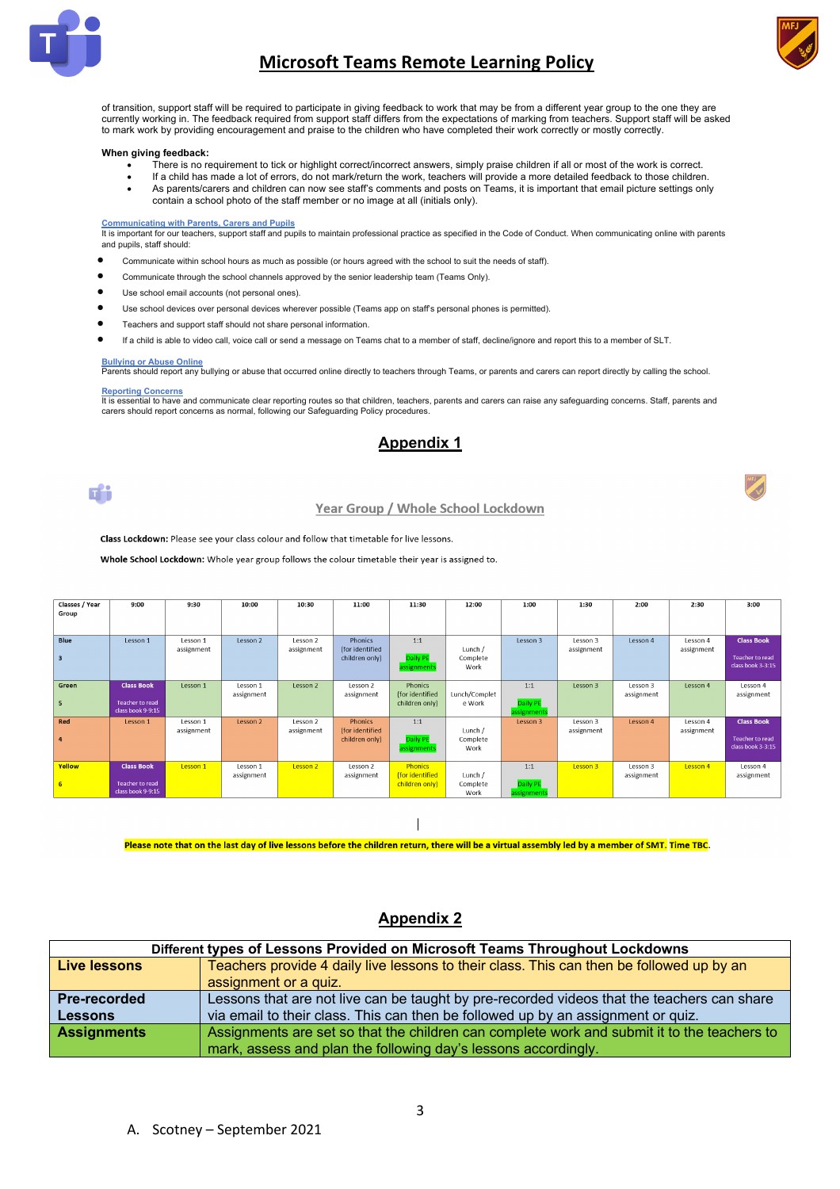of transition, support staff will be required to participate in giving feedback to work that may be from a different year group to the one they are currently working in. The feedback required from support staff differs from the expectations of marking from teachers. Support staff will be asked to mark work by providing encouragement and praise to the children who have completed their work correctly or mostly correctly.

**When giving feedback:**

- There is no requirement to tick or highlight correct/incorrect answers, simply praise children if all or most of the work is correct.
- If a child has made a lot of errors, do not mark/return the work, teachers will provide a more detailed feedback to those children.
- As parents/carers and children can now see staff's comments and posts on Teams, it is important that email picture settings only contain a school photo of the staff member or no image at all (initials only).

**Communicating with Parents, Carers and Pupils**

It is important for our teachers, support staff and pupils to maintain professional practice as specified in the Code of Conduct. When communicating online with parents and pupils, staff should:

- Communicate within school hours as much as possible (or hours agreed with the school to suit the needs of staff).
- Communicate through the school channels approved by the senior leadership team (Teams Only).
- Use school email accounts (not personal ones).
- Use school devices over personal devices wherever possible (Teams app on staff's personal phones is permitted).
- Teachers and support staff should not share personal information.
- If a child is able to video call, voice call or send a message on Teams chat to a member of staff, decline/ignore and report this to a member of SLT.

**Bullying or Abuse Online**

Parents should report any bullying or abuse that occurred online directly to teachers through Teams, or parents and carers can report directly by calling the school.

**Reporting Concerns**

It is essential to have and communicate clear reporting routes so that children, teachers, parents and carers can raise any safeguarding concerns. Staff, parents and carers should report concerns as normal, following our Safeguarding Policy procedures.

## Appendix 1

### Year Group / Whole School Lockdown

**Class Lockdown:** Please see your class colour and follow that timetable for live lessons.

**Whole School Lockdown:** Whole year group follows the colour timetable their year is assigned to.

| Classes / Year Group | 9:00 | 9:30 | 10:00 | 10:30 | 11:00 | 11:30 | 12:00 | 1:00 | 1:30 | 2:00 | 2:30 | 3:00 |
|---|---|---|---|---|---|---|---|---|---|---|---|---|
| Blue 3 | Lesson 1 | Lesson 1 assignment | Lesson 2 | Lesson 2 assignment | Phonics (for identified children only) | 1:1 Daily PE assignments | Lunch / Complete Work | Lesson 3 | Lesson 3 assignment | Lesson 4 | Lesson 4 assignment | Class Book Teacher to read class book 3-3:15 |
| Green 5 | Class Book Teacher to read class book 9-9:15 | Lesson 1 | Lesson 1 assignment | Lesson 2 | Lesson 2 assignment | Phonics (for identified children only) | Lunch/Complete Work | 1:1 Daily PE assignments | Lesson 3 | Lesson 3 assignment | Lesson 4 | Lesson 4 assignment |
| Red 4 | Lesson 1 | Lesson 1 assignment | Lesson 2 | Lesson 2 assignment | Phonics (for identified children only) | 1:1 Daily PE assignments | Lunch / Complete Work | Lesson 3 | Lesson 3 assignment | Lesson 4 | Lesson 4 assignment | Class Book Teacher to read class book 3-3:15 |
| Yellow 6 | Class Book Teacher to read class book 9-9:15 | Lesson 1 | Lesson 1 assignment | Lesson 2 | Lesson 2 assignment | Phonics (for identified children only) | Lunch / Complete Work | 1:1 Daily PE assignments | Lesson 3 | Lesson 3 assignment | Lesson 4 | Lesson 4 assignment |

Please note that on the last day of live lessons before the children return, there will be a virtual assembly led by a member of SMT. Time TBC.

## Appendix 2

| Different types of Lessons Provided on Microsoft Teams Throughout Lockdowns | |
|---|---|
| **Live lessons** | Teachers provide 4 daily live lessons to their class. This can then be followed up by an assignment or a quiz. |
| **Pre-recorded Lessons** | Lessons that are not live can be taught by pre-recorded videos that the teachers can share via email to their class. This can then be followed up by an assignment or quiz. |
| **Assignments** | Assignments are set so that the children can complete work and submit it to the teachers to mark, assess and plan the following day's lessons accordingly. |

A. Scotney – September 2021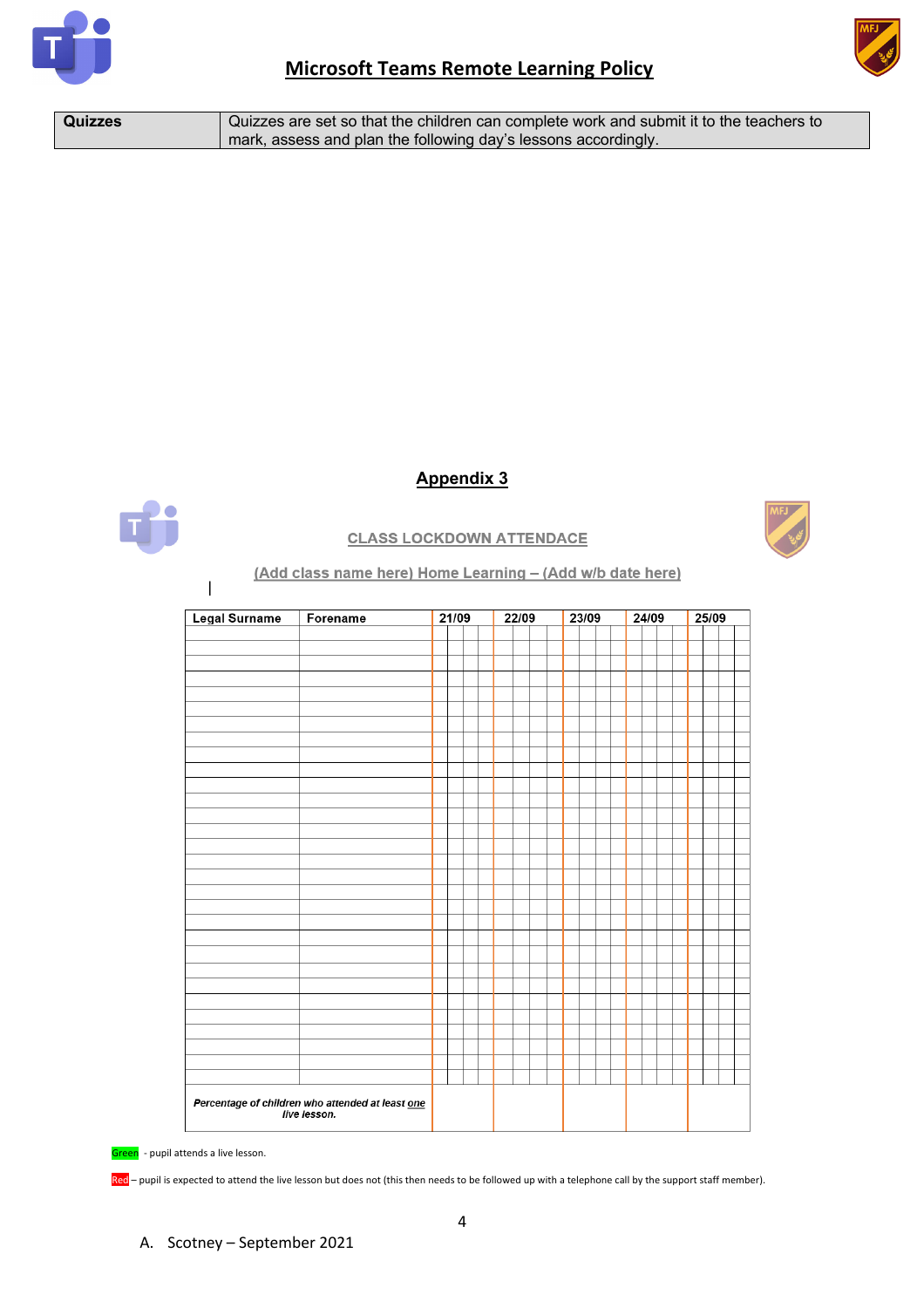| **Quizzes** | Quizzes are set so that the children can complete work and submit it to the teachers to mark, assess and plan the following day's lessons accordingly. |
|---|---|

## Appendix 3

### CLASS LOCKDOWN ATTENDACE

**(Add class name here) Home Learning – (Add w/b date here)**

| Legal Surname | Forename | 21/09 | 22/09 | 23/09 | 24/09 | 25/09 |
|---|---|---|---|---|---|---|
| | | | | | | |
| | | | | | | |
| | | | | | | |
| | | | | | | |
| | | | | | | |
| | | | | | | |
| | | | | | | |
| | | | | | | |
| | | | | | | |
| | | | | | | |
| | | | | | | |
| | | | | | | |
| | | | | | | |
| | | | | | | |
| | | | | | | |
| | | | | | | |
| | | | | | | |
| | | | | | | |
| | | | | | | |
| | | | | | | |
| | | | | | | |
| | | | | | | |
| | | | | | | |
| | | | | | | |
| | | | | | | |
| | | | | | | |
| | | | | | | |
| | | | | | | |
| | | | | | | |
| | | | | | | |
| *Percentage of children who attended at least one live lesson.* | | | | | | |

Green - pupil attends a live lesson.

Red – pupil is expected to attend the live lesson but does not (this then needs to be followed up with a telephone call by the support staff member).

A. Scotney – September 2021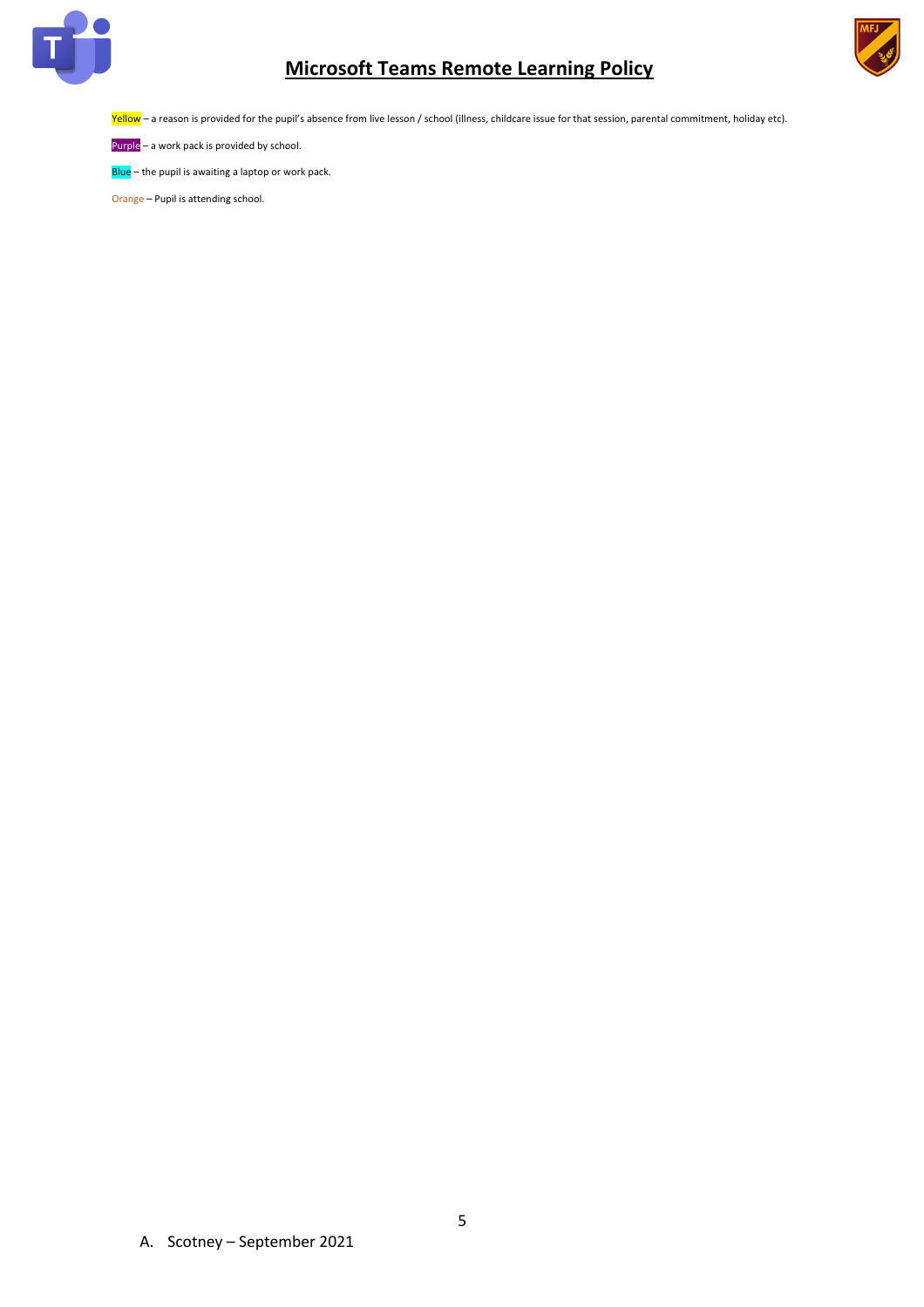Yellow – a reason is provided for the pupil's absence from live lesson / school (illness, childcare issue for that session, parental commitment, holiday etc).

Purple – a work pack is provided by school.

Blue – the pupil is awaiting a laptop or work pack.

Orange – Pupil is attending school.